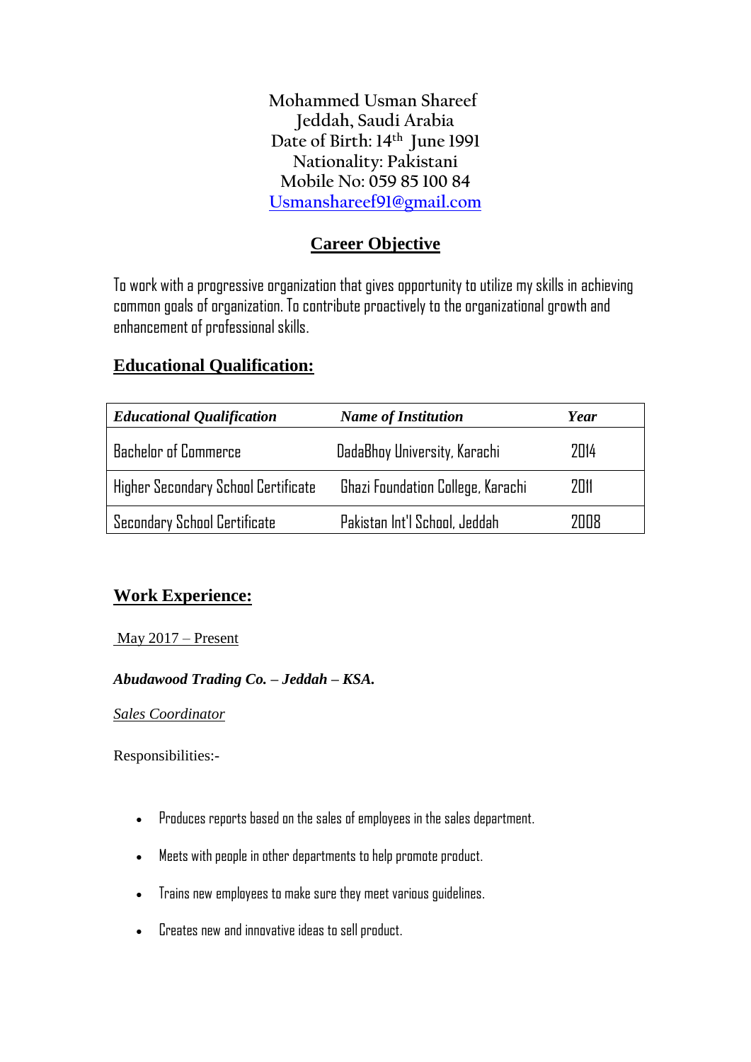Mohammed Usman Shareef
Jeddah, Saudi Arabia
Date of Birth: 14th June 1991
Nationality: Pakistani
Mobile No: 059 85 100 84
Usmanshareef91@gmail.com

## Career Objective

To work with a progressive organization that gives opportunity to utilize my skills in achieving common goals of organization. To contribute proactively to the organizational growth and enhancement of professional skills.

## Educational Qualification:

| *Educational Qualification* | *Name of Institution* | *Year* |
|---|---|---|
| Bachelor of Commerce | DadaBhoy University, Karachi | 2014 |
| Higher Secondary School Certificate | Ghazi Foundation College, Karachi | 2011 |
| Secondary School Certificate | Pakistan Int'l School, Jeddah | 2008 |

## Work Experience:

May 2017 – Present

***Abudawood Trading Co. – Jeddah – KSA.***

*Sales Coordinator*

Responsibilities:-

- Produces reports based on the sales of employees in the sales department.
- Meets with people in other departments to help promote product.
- Trains new employees to make sure they meet various guidelines.
- Creates new and innovative ideas to sell product.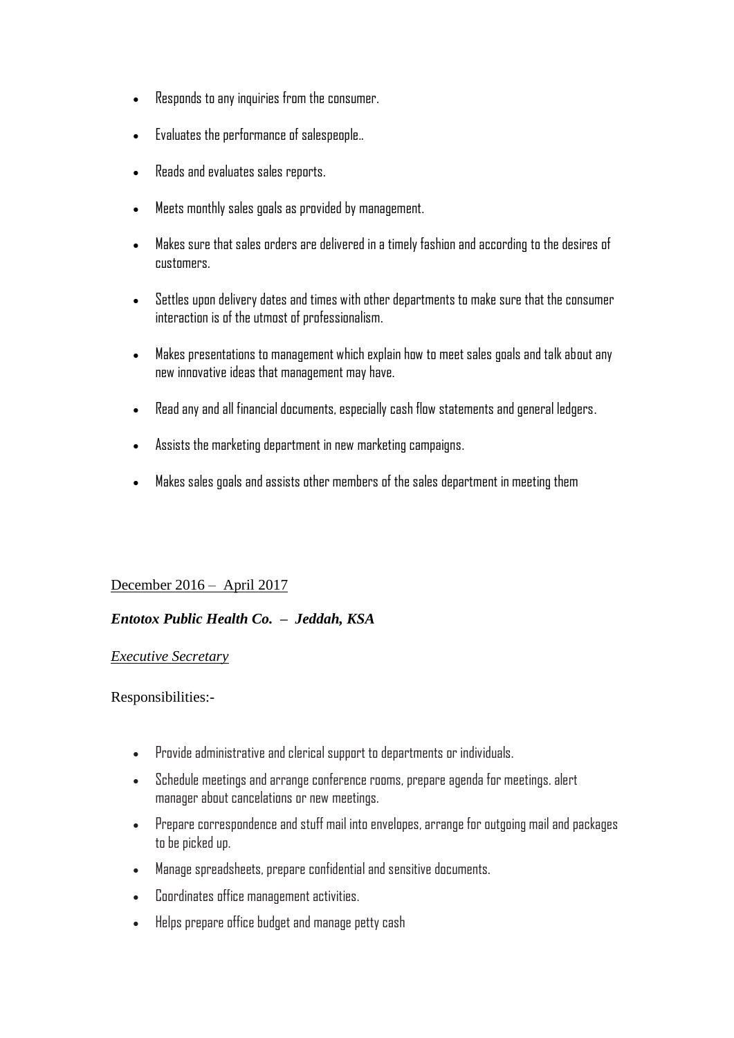- Responds to any inquiries from the consumer.
- Evaluates the performance of salespeople..
- Reads and evaluates sales reports.
- Meets monthly sales goals as provided by management.
- Makes sure that sales orders are delivered in a timely fashion and according to the desires of customers.
- Settles upon delivery dates and times with other departments to make sure that the consumer interaction is of the utmost of professionalism.
- Makes presentations to management which explain how to meet sales goals and talk about any new innovative ideas that management may have.
- Read any and all financial documents, especially cash flow statements and general ledgers.
- Assists the marketing department in new marketing campaigns.
- Makes sales goals and assists other members of the sales department in meeting them

<u>December 2016 – April 2017</u>

***Entotox Public Health Co. – Jeddah, KSA***

*<u>Executive Secretary</u>*

Responsibilities:-

- Provide administrative and clerical support to departments or individuals.
- Schedule meetings and arrange conference rooms, prepare agenda for meetings. alert manager about cancelations or new meetings.
- Prepare correspondence and stuff mail into envelopes, arrange for outgoing mail and packages to be picked up.
- Manage spreadsheets, prepare confidential and sensitive documents.
- Coordinates office management activities.
- Helps prepare office budget and manage petty cash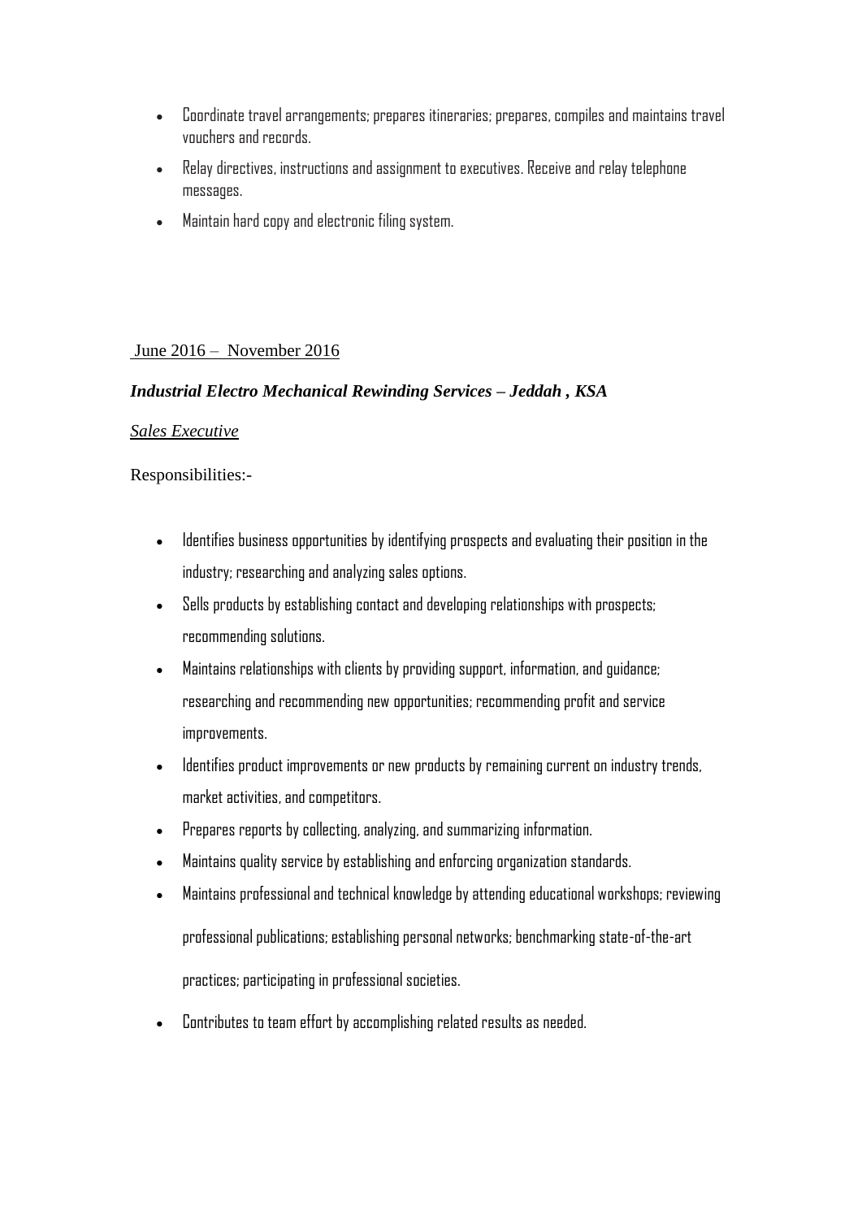- Coordinate travel arrangements; prepares itineraries; prepares, compiles and maintains travel vouchers and records.
- Relay directives, instructions and assignment to executives. Receive and relay telephone messages.
- Maintain hard copy and electronic filing system.

June 2016 – November 2016

***Industrial Electro Mechanical Rewinding Services – Jeddah , KSA***

*Sales Executive*

Responsibilities:-

- Identifies business opportunities by identifying prospects and evaluating their position in the industry; researching and analyzing sales options.
- Sells products by establishing contact and developing relationships with prospects; recommending solutions.
- Maintains relationships with clients by providing support, information, and guidance; researching and recommending new opportunities; recommending profit and service improvements.
- Identifies product improvements or new products by remaining current on industry trends, market activities, and competitors.
- Prepares reports by collecting, analyzing, and summarizing information.
- Maintains quality service by establishing and enforcing organization standards.
- Maintains professional and technical knowledge by attending educational workshops; reviewing professional publications; establishing personal networks; benchmarking state-of-the-art practices; participating in professional societies.
- Contributes to team effort by accomplishing related results as needed.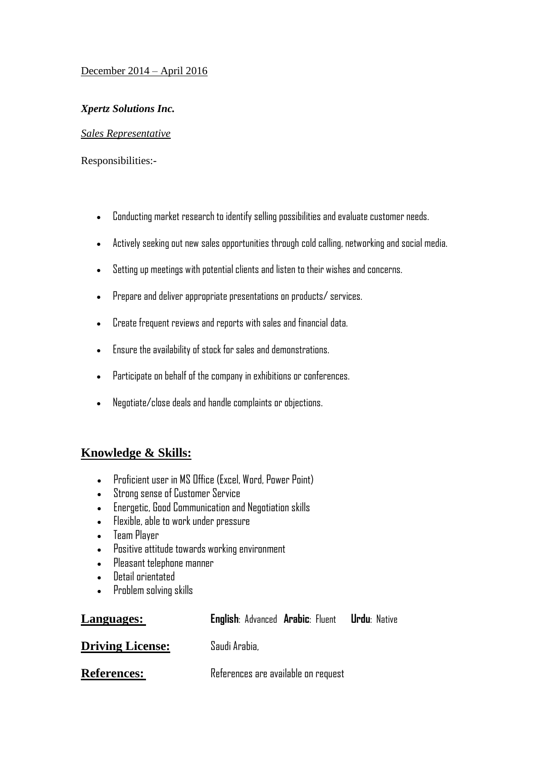December 2014 – April 2016

***Xpertz Solutions Inc.***

*Sales Representative*

Responsibilities:-

- Conducting market research to identify selling possibilities and evaluate customer needs.
- Actively seeking out new sales opportunities through cold calling, networking and social media.
- Setting up meetings with potential clients and listen to their wishes and concerns.
- Prepare and deliver appropriate presentations on products/ services.
- Create frequent reviews and reports with sales and financial data.
- Ensure the availability of stock for sales and demonstrations.
- Participate on behalf of the company in exhibitions or conferences.
- Negotiate/close deals and handle complaints or objections.

## Knowledge & Skills:

- Proficient user in MS Office (Excel, Word, Power Point)
- Strong sense of Customer Service
- Energetic, Good Communication and Negotiation skills
- Flexible, able to work under pressure
- Team Player
- Positive attitude towards working environment
- Pleasant telephone manner
- Detail orientated
- Problem solving skills

**Languages:** **English**: Advanced **Arabic**: Fluent **Urdu**: Native

**Driving License:** Saudi Arabia,

**References:** References are available on request